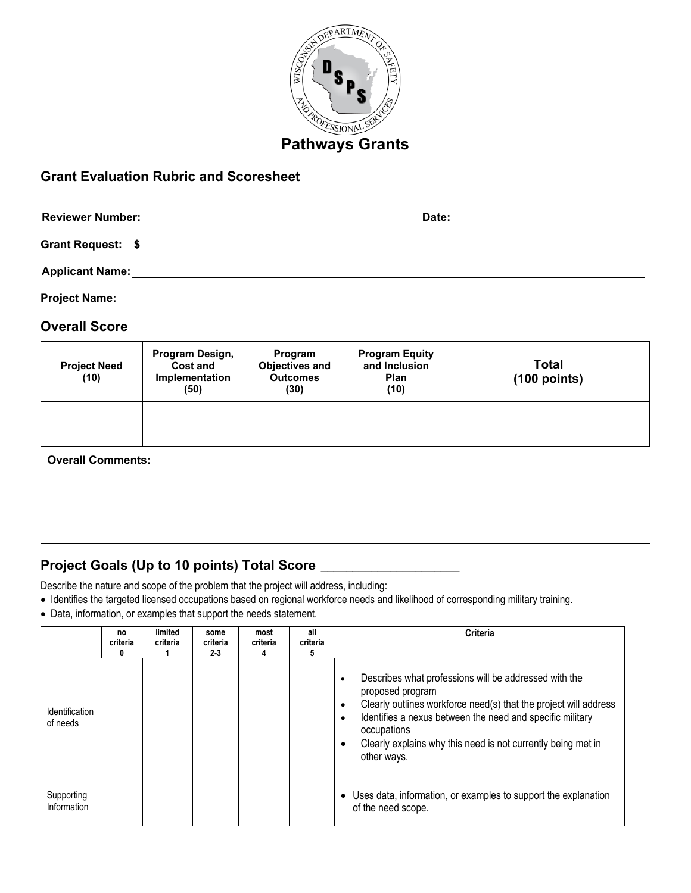# Pathways Grants

## Grant Evaluation Rubric and Scoresheet

**Reviewer Number:** ______________________ **Date:** ______________________

**Grant Request: $** ______________________

**Applicant Name:** ______________________

**Project Name:** ______________________

## Overall Score

| Project Need (10) | Program Design, Cost and Implementation (50) | Program Objectives and Outcomes (30) | Program Equity and Inclusion Plan (10) | Total (100 points) |
|---|---|---|---|---|
| | | | | |
| **Overall Comments:** | | | | |

## Project Goals (Up to 10 points) Total Score ___________________

Describe the nature and scope of the problem that the project will address, including:

- Identifies the targeted licensed occupations based on regional workforce needs and likelihood of corresponding military training.
- Data, information, or examples that support the needs statement.

| | no criteria 0 | limited criteria 1 | some criteria 2-3 | most criteria 4 | all criteria 5 | Criteria |
|---|---|---|---|---|---|---|
| Identification of needs | | | | | | • Describes what professions will be addressed with the proposed program<br>• Clearly outlines workforce need(s) that the project will address<br>• Identifies a nexus between the need and specific military occupations<br>• Clearly explains why this need is not currently being met in other ways. |
| Supporting Information | | | | | | • Uses data, information, or examples to support the explanation of the need scope. |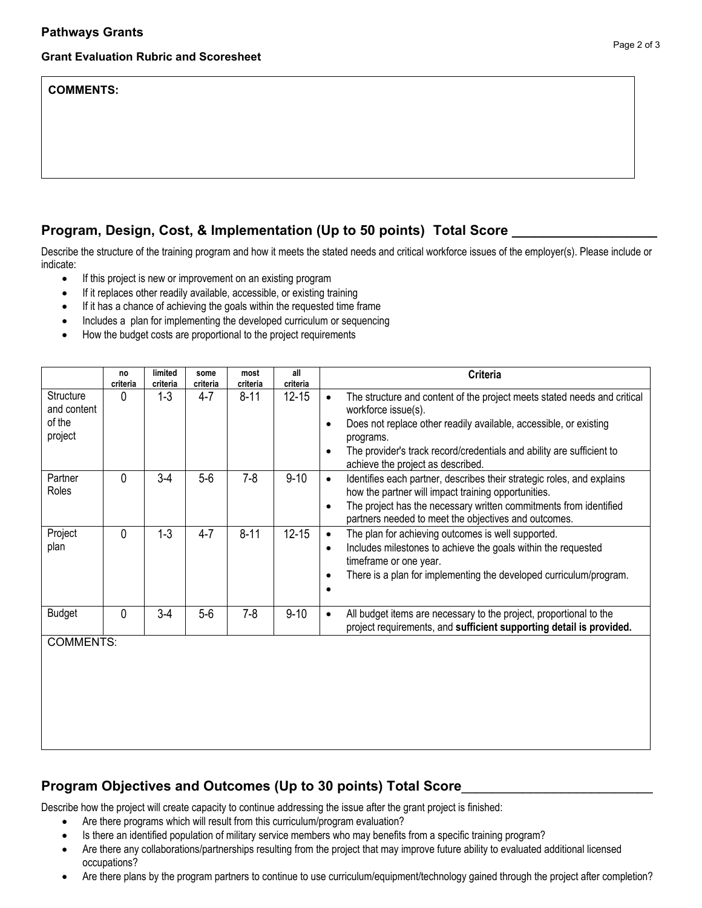**COMMENTS:**

## Program, Design, Cost, & Implementation (Up to 50 points) Total Score ___________________

Describe the structure of the training program and how it meets the stated needs and critical workforce issues of the employer(s). Please include or indicate:

- If this project is new or improvement on an existing program
- If it replaces other readily available, accessible, or existing training
- If it has a chance of achieving the goals within the requested time frame
- Includes a plan for implementing the developed curriculum or sequencing
- How the budget costs are proportional to the project requirements

| | no criteria | limited criteria | some criteria | most criteria | all criteria | Criteria |
|---|---|---|---|---|---|---|
| Structure and content of the project | 0 | 1-3 | 4-7 | 8-11 | 12-15 | • The structure and content of the project meets stated needs and critical workforce issue(s).<br>• Does not replace other readily available, accessible, or existing programs.<br>• The provider's track record/credentials and ability are sufficient to achieve the project as described. |
| Partner Roles | 0 | 3-4 | 5-6 | 7-8 | 9-10 | • Identifies each partner, describes their strategic roles, and explains how the partner will impact training opportunities.<br>• The project has the necessary written commitments from identified partners needed to meet the objectives and outcomes. |
| Project plan | 0 | 1-3 | 4-7 | 8-11 | 12-15 | • The plan for achieving outcomes is well supported.<br>• Includes milestones to achieve the goals within the requested timeframe or one year.<br>• There is a plan for implementing the developed curriculum/program.<br>• |
| Budget | 0 | 3-4 | 5-6 | 7-8 | 9-10 | • All budget items are necessary to the project, proportional to the project requirements, and **sufficient supporting detail is provided.** |
| COMMENTS: | | | | | | |

## Program Objectives and Outcomes (Up to 30 points) Total Score__________________________

Describe how the project will create capacity to continue addressing the issue after the grant project is finished:

- Are there programs which will result from this curriculum/program evaluation?
- Is there an identified population of military service members who may benefits from a specific training program?
- Are there any collaborations/partnerships resulting from the project that may improve future ability to evaluated additional licensed occupations?
- Are there plans by the program partners to continue to use curriculum/equipment/technology gained through the project after completion?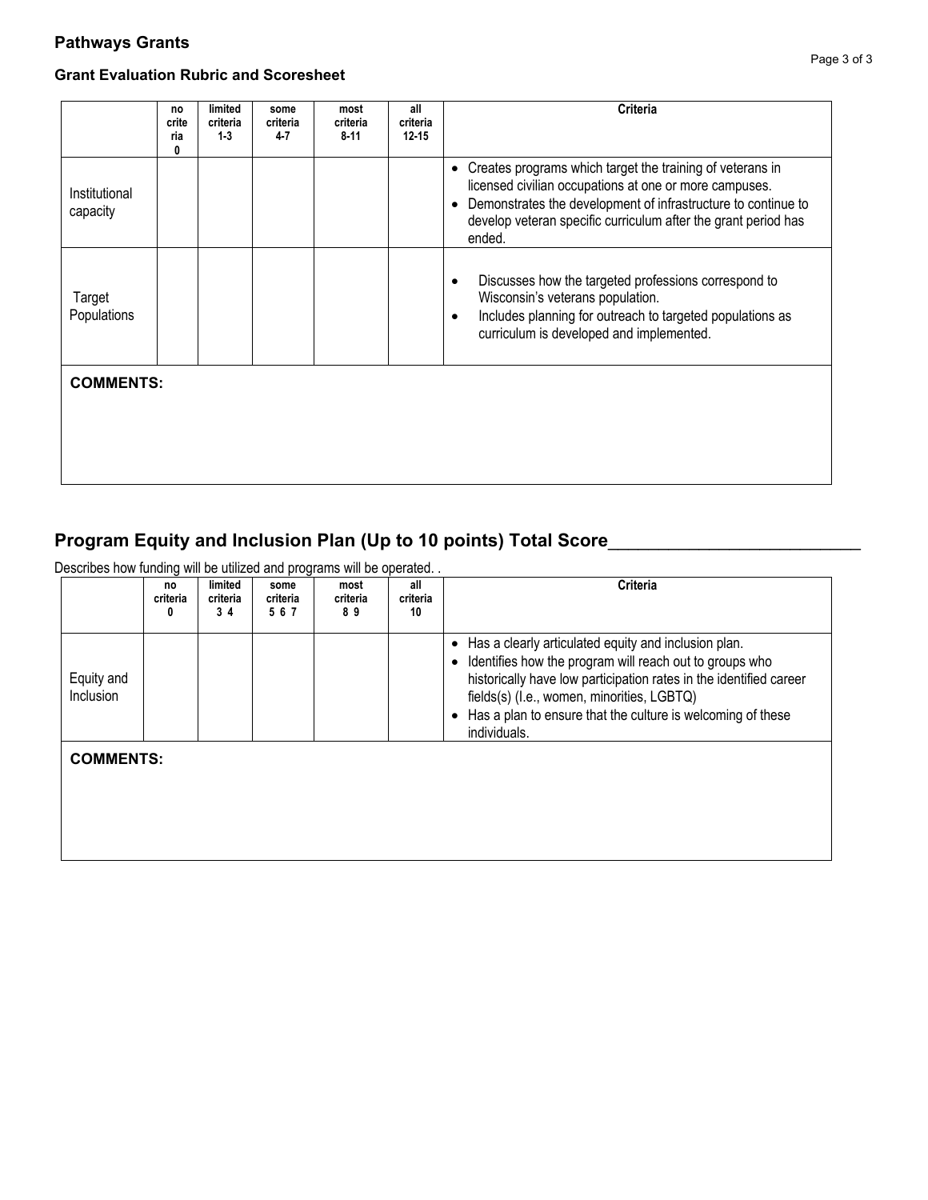## Pathways Grants

### Grant Evaluation Rubric and Scoresheet

| | no criteria 0 | limited criteria 1-3 | some criteria 4-7 | most criteria 8-11 | all criteria 12-15 | Criteria |
|---|---|---|---|---|---|---|
| Institutional capacity | | | | | | • Creates programs which target the training of veterans in licensed civilian occupations at one or more campuses. • Demonstrates the development of infrastructure to continue to develop veteran specific curriculum after the grant period has ended. |
| Target Populations | | | | | | • Discusses how the targeted professions correspond to Wisconsin's veterans population. • Includes planning for outreach to targeted populations as curriculum is developed and implemented. |
| **COMMENTS:** | | | | | | |

## Program Equity and Inclusion Plan (Up to 10 points) Total Score__________________________

Describes how funding will be utilized and programs will be operated. .

| | no criteria 0 | limited criteria 3 4 | some criteria 5 6 7 | most criteria 8 9 | all criteria 10 | Criteria |
|---|---|---|---|---|---|---|
| Equity and Inclusion | | | | | | • Has a clearly articulated equity and inclusion plan. • Identifies how the program will reach out to groups who historically have low participation rates in the identified career fields(s) (I.e., women, minorities, LGBTQ) • Has a plan to ensure that the culture is welcoming of these individuals. |
| **COMMENTS:** | | | | | | |